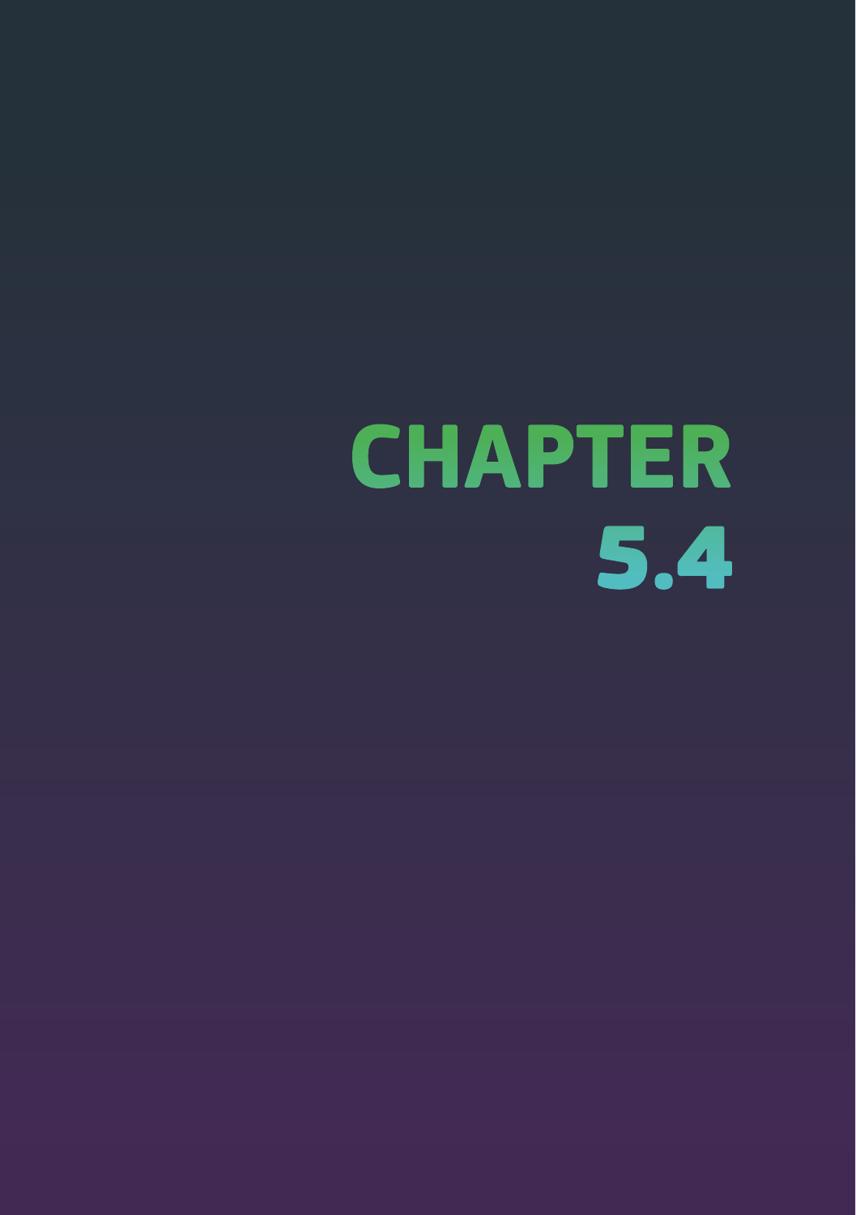# CHAPTER 5.4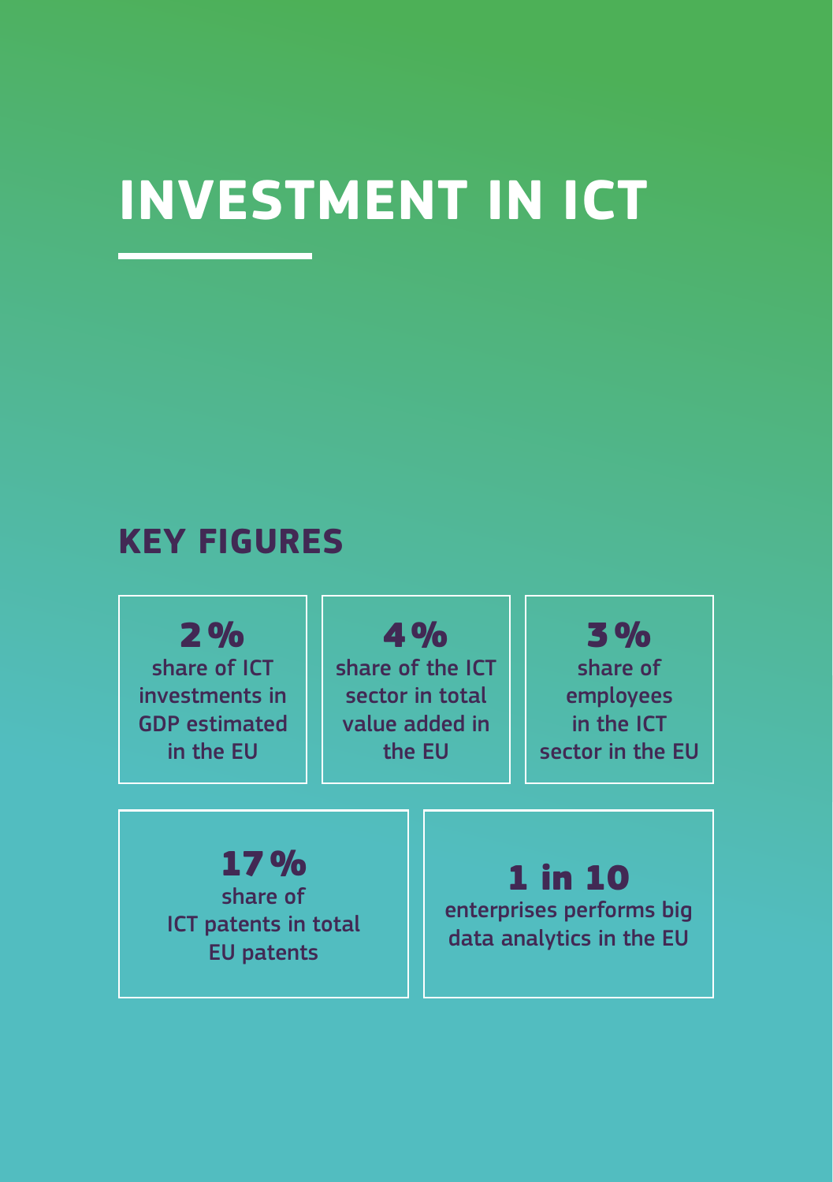# INVESTMENT IN ICT

## KEY FIGURES

**2 %**
share of ICT investments in GDP estimated in the EU

**4 %**
share of the ICT sector in total value added in the EU

**3 %**
share of employees in the ICT sector in the EU

**17 %**
share of ICT patents in total EU patents

**1 in 10**
enterprises performs big data analytics in the EU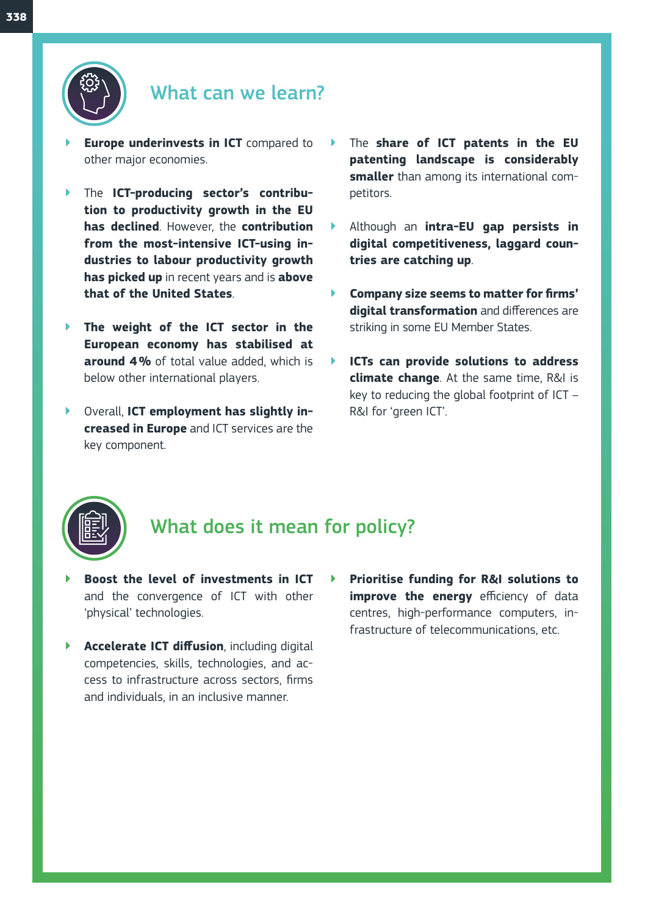## What can we learn?

- **Europe underinvests in ICT** compared to other major economies.
- The **ICT-producing sector's contribution to productivity growth in the EU has declined**. However, the **contribution from the most-intensive ICT-using industries to labour productivity growth has picked up** in recent years and is **above that of the United States**.
- **The weight of the ICT sector in the European economy has stabilised at around 4%** of total value added, which is below other international players.
- Overall, **ICT employment has slightly increased in Europe** and ICT services are the key component.
- The **share of ICT patents in the EU patenting landscape is considerably smaller** than among its international competitors.
- Although an **intra-EU gap persists in digital competitiveness, laggard countries are catching up**.
- **Company size seems to matter for firms' digital transformation** and differences are striking in some EU Member States.
- **ICTs can provide solutions to address climate change**. At the same time, R&I is key to reducing the global footprint of ICT – R&I for 'green ICT'.

## What does it mean for policy?

- **Boost the level of investments in ICT** and the convergence of ICT with other 'physical' technologies.
- **Accelerate ICT diffusion**, including digital competencies, skills, technologies, and access to infrastructure across sectors, firms and individuals, in an inclusive manner.
- **Prioritise funding for R&I solutions to improve the energy** efficiency of data centres, high-performance computers, infrastructure of telecommunications, etc.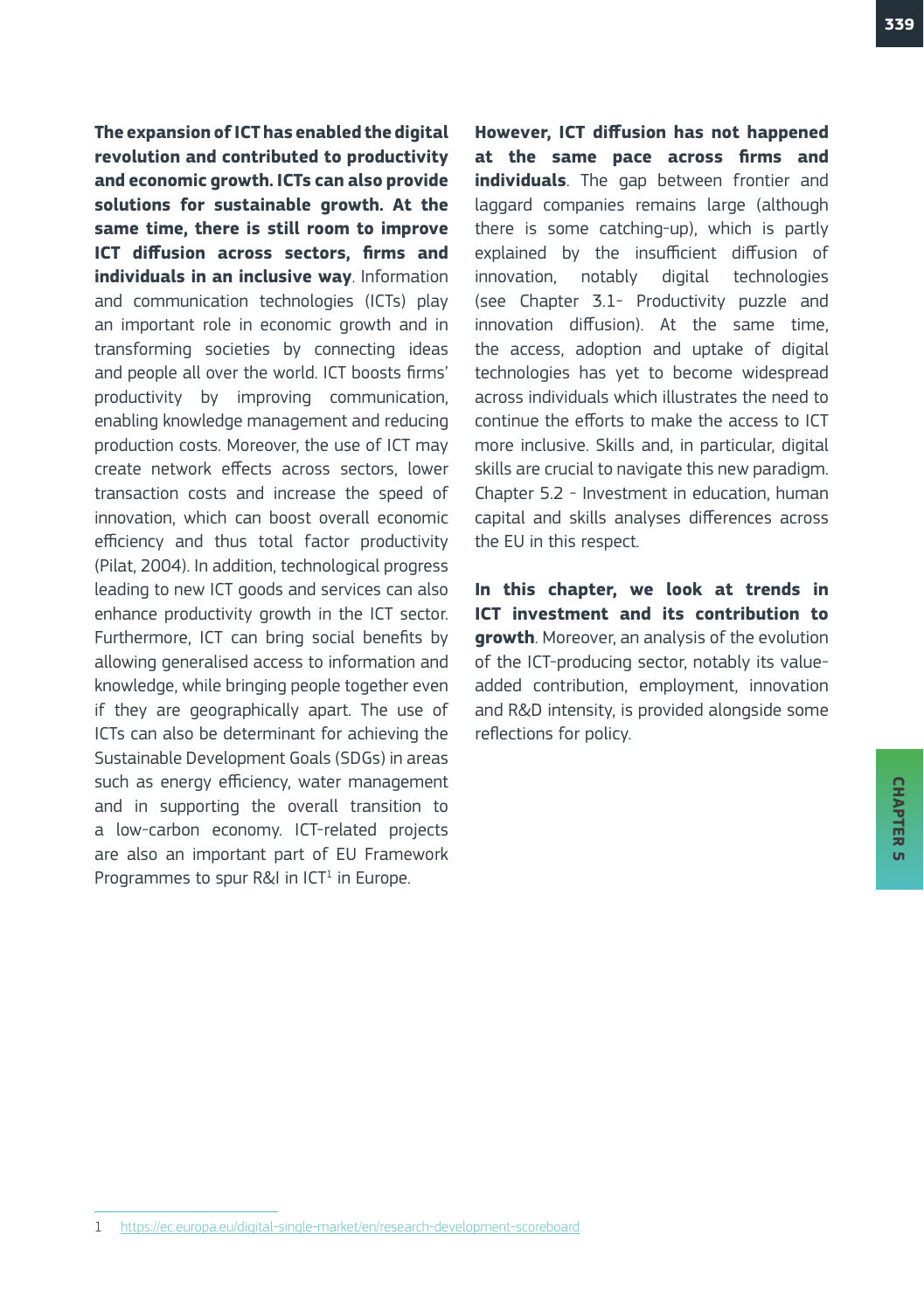**The expansion of ICT has enabled the digital revolution and contributed to productivity and economic growth. ICTs can also provide solutions for sustainable growth. At the same time, there is still room to improve ICT diffusion across sectors, firms and individuals in an inclusive way**. Information and communication technologies (ICTs) play an important role in economic growth and in transforming societies by connecting ideas and people all over the world. ICT boosts firms' productivity by improving communication, enabling knowledge management and reducing production costs. Moreover, the use of ICT may create network effects across sectors, lower transaction costs and increase the speed of innovation, which can boost overall economic efficiency and thus total factor productivity (Pilat, 2004). In addition, technological progress leading to new ICT goods and services can also enhance productivity growth in the ICT sector. Furthermore, ICT can bring social benefits by allowing generalised access to information and knowledge, while bringing people together even if they are geographically apart. The use of ICTs can also be determinant for achieving the Sustainable Development Goals (SDGs) in areas such as energy efficiency, water management and in supporting the overall transition to a low-carbon economy. ICT-related projects are also an important part of EU Framework Programmes to spur R&I in ICT[1] in Europe.

**However, ICT diffusion has not happened at the same pace across firms and individuals**. The gap between frontier and laggard companies remains large (although there is some catching-up), which is partly explained by the insufficient diffusion of innovation, notably digital technologies (see Chapter 3.1- Productivity puzzle and innovation diffusion). At the same time, the access, adoption and uptake of digital technologies has yet to become widespread across individuals which illustrates the need to continue the efforts to make the access to ICT more inclusive. Skills and, in particular, digital skills are crucial to navigate this new paradigm. Chapter 5.2 - Investment in education, human capital and skills analyses differences across the EU in this respect.

**In this chapter, we look at trends in ICT investment and its contribution to growth**. Moreover, an analysis of the evolution of the ICT-producing sector, notably its value-added contribution, employment, innovation and R&D intensity, is provided alongside some reflections for policy.

1 https://ec.europa.eu/digital-single-market/en/research-development-scoreboard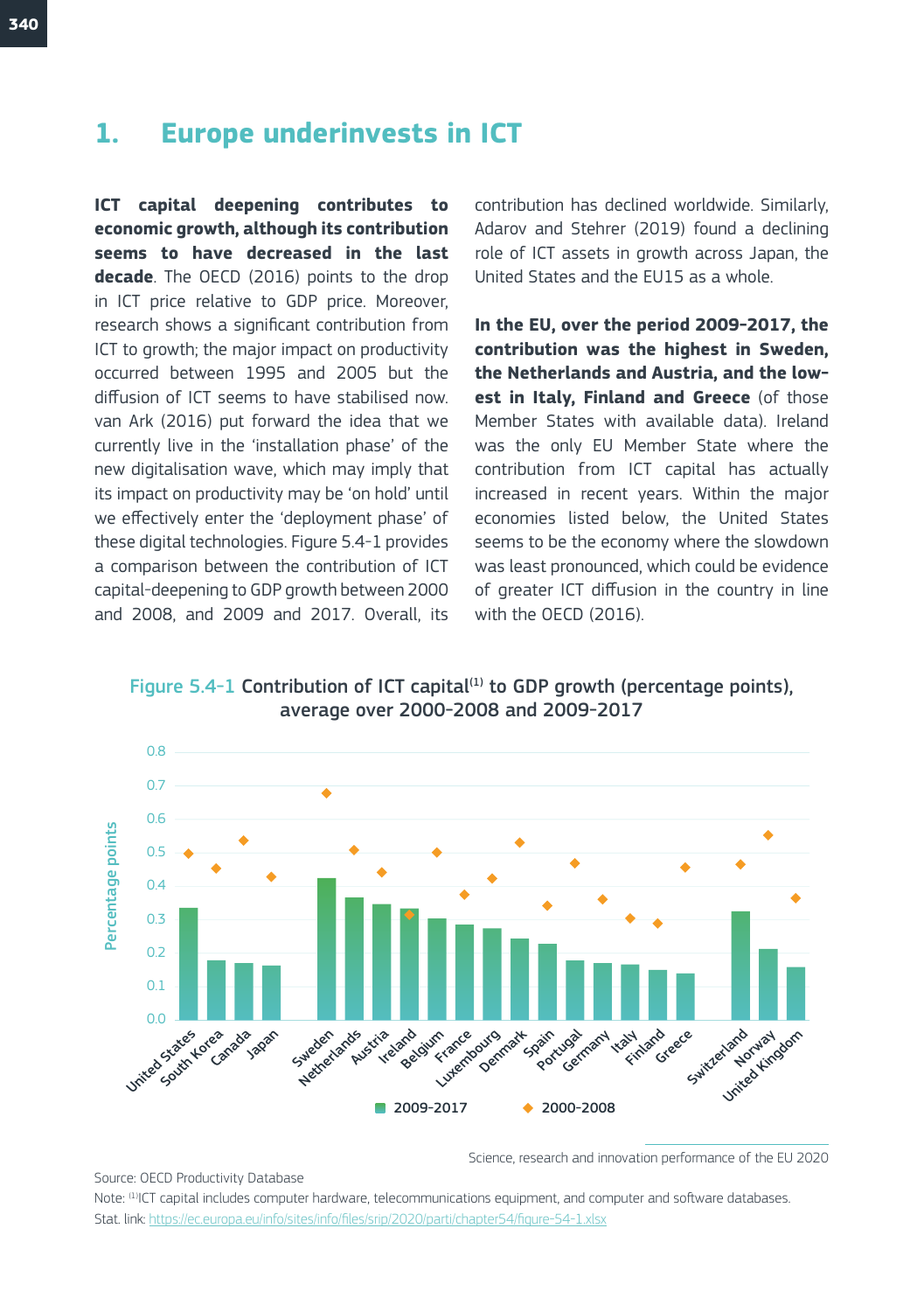# 1. Europe underinvests in ICT

**ICT capital deepening contributes to economic growth, although its contribution seems to have decreased in the last decade**. The OECD (2016) points to the drop in ICT price relative to GDP price. Moreover, research shows a significant contribution from ICT to growth; the major impact on productivity occurred between 1995 and 2005 but the diffusion of ICT seems to have stabilised now. van Ark (2016) put forward the idea that we currently live in the 'installation phase' of the new digitalisation wave, which may imply that its impact on productivity may be 'on hold' until we effectively enter the 'deployment phase' of these digital technologies. Figure 5.4-1 provides a comparison between the contribution of ICT capital-deepening to GDP growth between 2000 and 2008, and 2009 and 2017. Overall, its contribution has declined worldwide. Similarly, Adarov and Stehrer (2019) found a declining role of ICT assets in growth across Japan, the United States and the EU15 as a whole.

**In the EU, over the period 2009-2017, the contribution was the highest in Sweden, the Netherlands and Austria, and the lowest in Italy, Finland and Greece** (of those Member States with available data). Ireland was the only EU Member State where the contribution from ICT capital has actually increased in recent years. Within the major economies listed below, the United States seems to be the economy where the slowdown was least pronounced, which could be evidence of greater ICT diffusion in the country in line with the OECD (2016).

Figure 5.4-1 Contribution of ICT capital[1] to GDP growth (percentage points), average over 2000-2008 and 2009-2017

Science, research and innovation performance of the EU 2020

Source: OECD Productivity Database

Note: [1]ICT capital includes computer hardware, telecommunications equipment, and computer and software databases.

Stat. link: https://ec.europa.eu/info/sites/info/files/srip/2020/parti/chapter54/figure-54-1.xlsx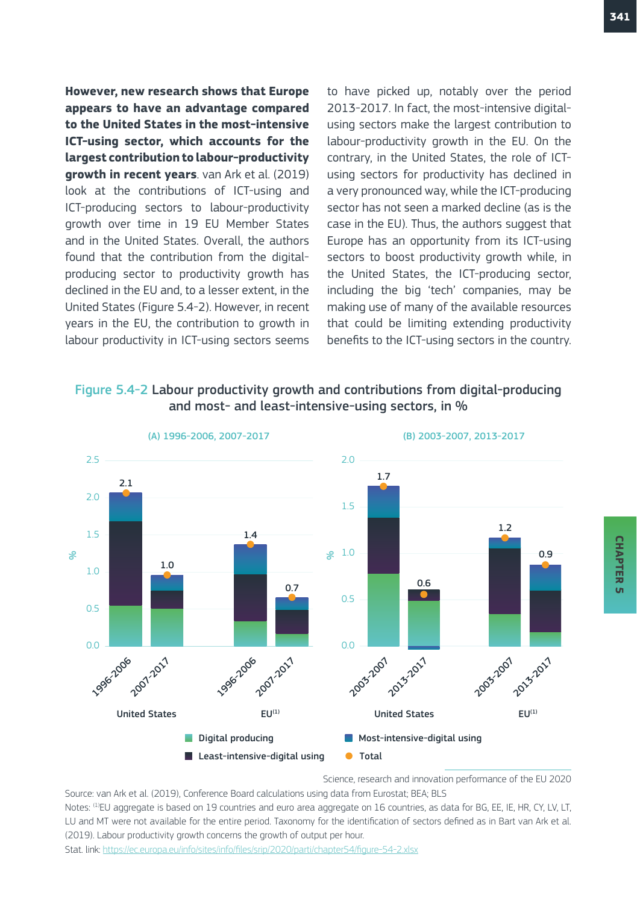**However, new research shows that Europe appears to have an advantage compared to the United States in the most-intensive ICT-using sector, which accounts for the largest contribution to labour-productivity growth in recent years**. van Ark et al. (2019) look at the contributions of ICT-using and ICT-producing sectors to labour-productivity growth over time in 19 EU Member States and in the United States. Overall, the authors found that the contribution from the digital-producing sector to productivity growth has declined in the EU and, to a lesser extent, in the United States (Figure 5.4-2). However, in recent years in the EU, the contribution to growth in labour productivity in ICT-using sectors seems to have picked up, notably over the period 2013-2017. In fact, the most-intensive digital-using sectors make the largest contribution to labour-productivity growth in the EU. On the contrary, in the United States, the role of ICT-using sectors for productivity has declined in a very pronounced way, while the ICT-producing sector has not seen a marked decline (as is the case in the EU). Thus, the authors suggest that Europe has an opportunity from its ICT-using sectors to boost productivity growth while, in the United States, the ICT-producing sector, including the big 'tech' companies, may be making use of many of the available resources that could be limiting extending productivity benefits to the ICT-using sectors in the country.

**Figure 5.4-2** Labour productivity growth and contributions from digital-producing and most- and least-intensive-using sectors, in %

(A) 1996-2006, 2007-2017

| | Period | Total (%) |
|---|---|---|
| United States | 1996-2006 | 2.1 |
| United States | 2007-2017 | 1.0 |
| EU[(1)] | 1996-2006 | 1.4 |
| EU[(1)] | 2007-2017 | 0.7 |

(B) 2003-2007, 2013-2017

| | Period | Total (%) |
|---|---|---|
| United States | 2003-2007 | 1.7 |
| United States | 2013-2017 | 0.6 |
| EU[(1)] | 2003-2007 | 1.2 |
| EU[(1)] | 2013-2017 | 0.9 |

Legend: Digital producing; Least-intensive-digital using; Most-intensive-digital using; Total

Science, research and innovation performance of the EU 2020

Source: van Ark et al. (2019), Conference Board calculations using data from Eurostat; BEA; BLS

Notes: [(1)]EU aggregate is based on 19 countries and euro area aggregate on 16 countries, as data for BG, EE, IE, HR, CY, LV, LT, LU and MT were not available for the entire period. Taxonomy for the identification of sectors defined as in Bart van Ark et al. (2019). Labour productivity growth concerns the growth of output per hour.

Stat. link: https://ec.europa.eu/info/sites/info/files/srip/2020/parti/chapter54/figure-54-2.xlsx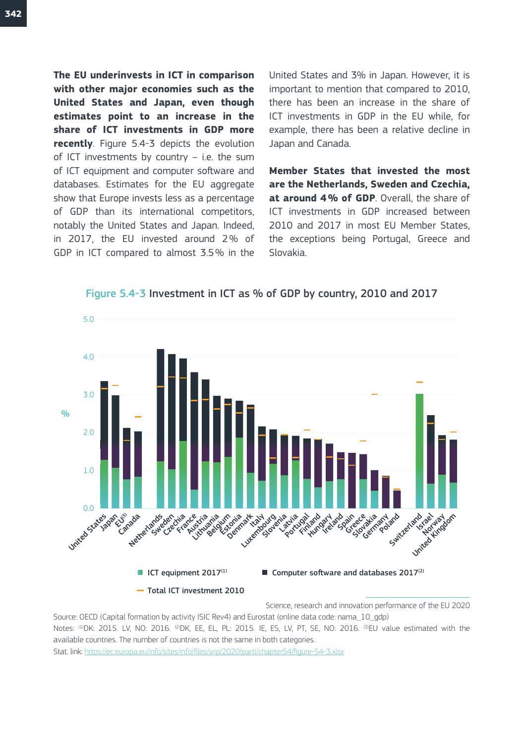**The EU underinvests in ICT in comparison with other major economies such as the United States and Japan, even though estimates point to an increase in the share of ICT investments in GDP more recently**. Figure 5.4-3 depicts the evolution of ICT investments by country – i.e. the sum of ICT equipment and computer software and databases. Estimates for the EU aggregate show that Europe invests less as a percentage of GDP than its international competitors, notably the United States and Japan. Indeed, in 2017, the EU invested around 2% of GDP in ICT compared to almost 3.5% in the United States and 3% in Japan. However, it is important to mention that compared to 2010, there has been an increase in the share of ICT investments in GDP in the EU while, for example, there has been a relative decline in Japan and Canada.

**Member States that invested the most are the Netherlands, Sweden and Czechia, at around 4% of GDP**. Overall, the share of ICT investments in GDP increased between 2010 and 2017 in most EU Member States, the exceptions being Portugal, Greece and Slovakia.

Figure 5.4-3 Investment in ICT as % of GDP by country, 2010 and 2017

Legend: ICT equipment 2017[1]; Computer software and databases 2017[2]; Total ICT investment 2010

Science, research and innovation performance of the EU 2020

Source: OECD (Capital formation by activity ISIC Rev4) and Eurostat (online data code: nama_10_gdp)

Notes: [1]DK: 2015. LV, NO: 2016. [2]DK, EE, EL, PL: 2015. IE, ES, LV, PT, SE, NO: 2016. [3]EU value estimated with the available countries. The number of countries is not the same in both categories.

Stat. link: https://ec.europa.eu/info/sites/info/files/srip/2020/parti/chapter54/figure-54-3.xlsx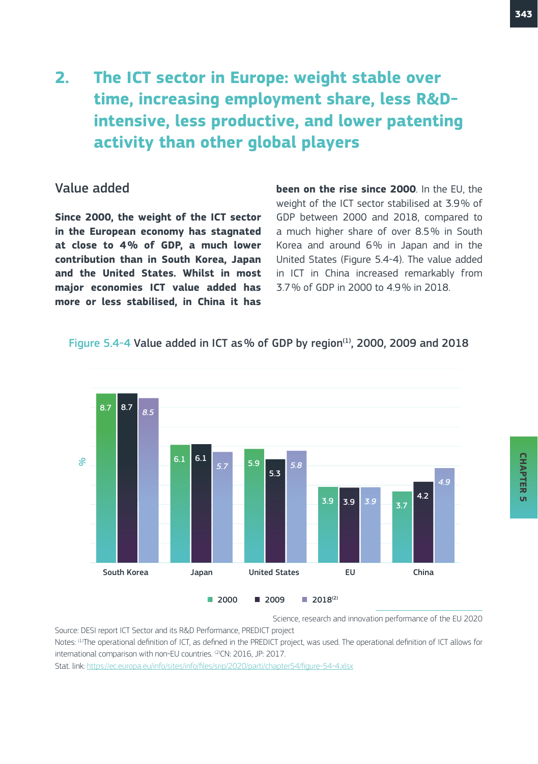## 2. The ICT sector in Europe: weight stable over time, increasing employment share, less R&D-intensive, less productive, and lower patenting activity than other global players

### Value added

**Since 2000, the weight of the ICT sector in the European economy has stagnated at close to 4% of GDP, a much lower contribution than in South Korea, Japan and the United States. Whilst in most major economies ICT value added has more or less stabilised, in China it has been on the rise since 2000**. In the EU, the weight of the ICT sector stabilised at 3.9% of GDP between 2000 and 2018, compared to a much higher share of over 8.5% in South Korea and around 6% in Japan and in the United States (Figure 5.4-4). The value added in ICT in China increased remarkably from 3.7% of GDP in 2000 to 4.9% in 2018.

Figure 5.4-4 Value added in ICT as % of GDP by region[1], 2000, 2009 and 2018

| % | 2000 | 2009 | 2018[2] |
|---|---|---|---|
| South Korea | 8.7 | 8.7 | 8.5 |
| Japan | 6.1 | 6.1 | 5.7 |
| United States | 5.9 | 5.3 | 5.8 |
| EU | 3.9 | 3.9 | 3.9 |
| China | 3.7 | 4.2 | 4.9 |

Science, research and innovation performance of the EU 2020

Source: DESI report ICT Sector and its R&D Performance, PREDICT project

Notes: [1]The operational definition of ICT, as defined in the PREDICT project, was used. The operational definition of ICT allows for international comparison with non-EU countries. [2]CN: 2016, JP: 2017.

Stat. link: https://ec.europa.eu/info/sites/info/files/srip/2020/parti/chapter54/figure-54-4.xlsx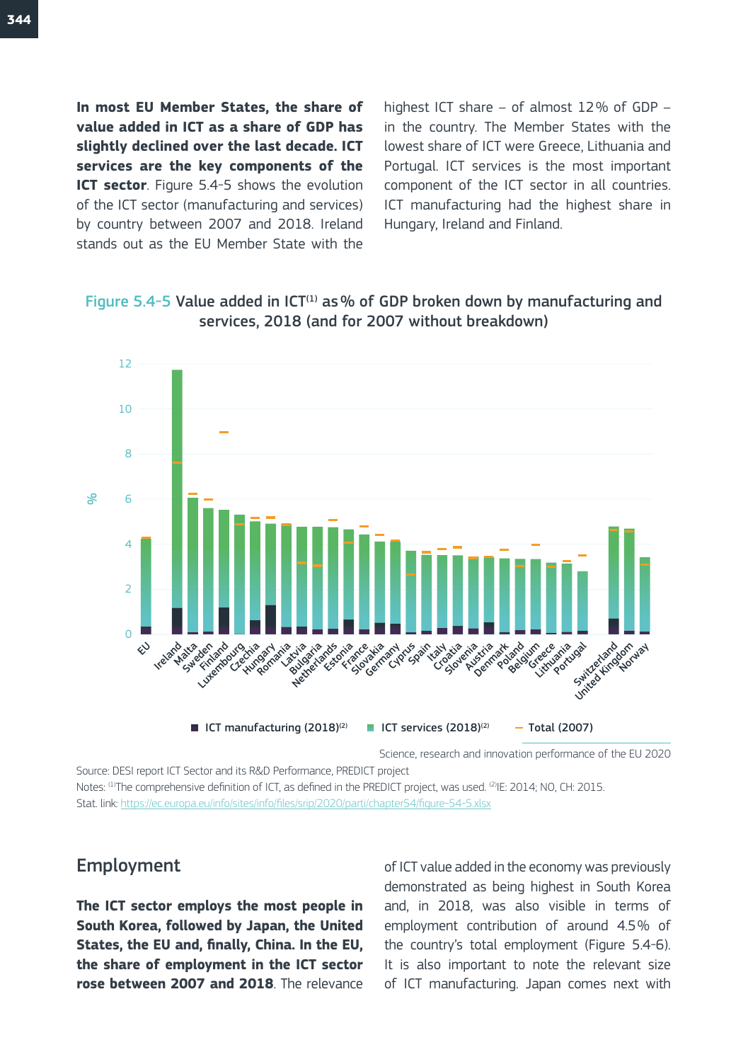**In most EU Member States, the share of value added in ICT as a share of GDP has slightly declined over the last decade. ICT services are the key components of the ICT sector**. Figure 5.4-5 shows the evolution of the ICT sector (manufacturing and services) by country between 2007 and 2018. Ireland stands out as the EU Member State with the highest ICT share – of almost 12% of GDP – in the country. The Member States with the lowest share of ICT were Greece, Lithuania and Portugal. ICT services is the most important component of the ICT sector in all countries. ICT manufacturing had the highest share in Hungary, Ireland and Finland.

**Figure 5.4-5 Value added in ICT(1) as % of GDP broken down by manufacturing and services, 2018 (and for 2007 without breakdown)**

Science, research and innovation performance of the EU 2020

Source: DESI report ICT Sector and its R&D Performance, PREDICT project

Notes: (1)The comprehensive definition of ICT, as defined in the PREDICT project, was used. (2)IE: 2014; NO, CH: 2015.

Stat. link: https://ec.europa.eu/info/sites/info/files/srip/2020/parti/chapter54/figure-54-5.xlsx

## Employment

**The ICT sector employs the most people in South Korea, followed by Japan, the United States, the EU and, finally, China. In the EU, the share of employment in the ICT sector rose between 2007 and 2018**. The relevance of ICT value added in the economy was previously demonstrated as being highest in South Korea and, in 2018, was also visible in terms of employment contribution of around 4.5% of the country's total employment (Figure 5.4-6). It is also important to note the relevant size of ICT manufacturing. Japan comes next with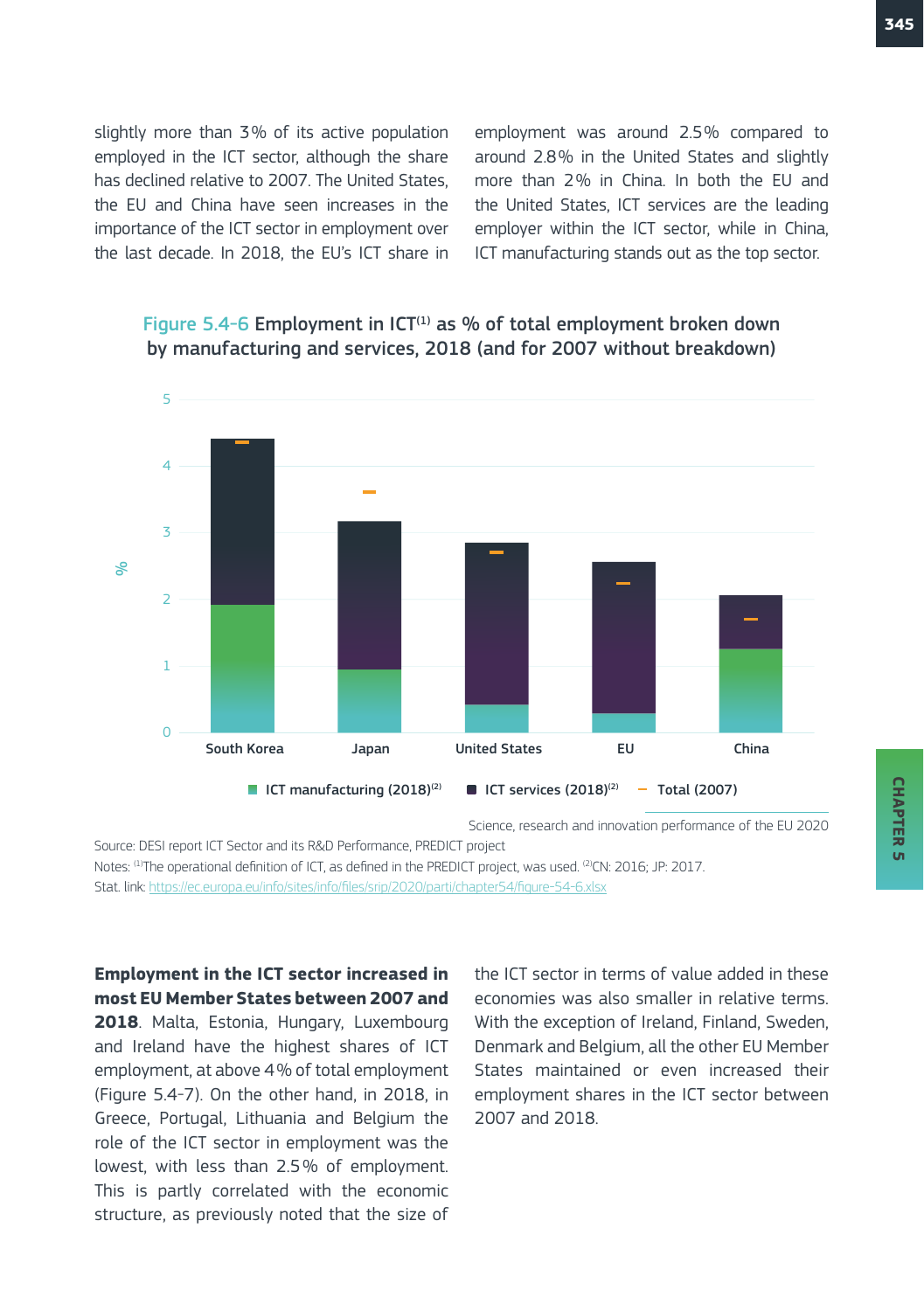slightly more than 3 % of its active population employed in the ICT sector, although the share has declined relative to 2007. The United States, the EU and China have seen increases in the importance of the ICT sector in employment over the last decade. In 2018, the EU's ICT share in employment was around 2.5 % compared to around 2.8 % in the United States and slightly more than 2 % in China. In both the EU and the United States, ICT services are the leading employer within the ICT sector, while in China, ICT manufacturing stands out as the top sector.

**Figure 5.4-6 Employment in ICT[1] as % of total employment broken down by manufacturing and services, 2018 (and for 2007 without breakdown)**

Science, research and innovation performance of the EU 2020

Source: DESI report ICT Sector and its R&D Performance, PREDICT project

Notes: [1]The operational definition of ICT, as defined in the PREDICT project, was used. [2]CN: 2016; JP: 2017.

Stat. link: https://ec.europa.eu/info/sites/info/files/srip/2020/parti/chapter54/figure-54-6.xlsx

**Employment in the ICT sector increased in most EU Member States between 2007 and 2018**. Malta, Estonia, Hungary, Luxembourg and Ireland have the highest shares of ICT employment, at above 4 % of total employment (Figure 5.4-7). On the other hand, in 2018, in Greece, Portugal, Lithuania and Belgium the role of the ICT sector in employment was the lowest, with less than 2.5 % of employment. This is partly correlated with the economic structure, as previously noted that the size of the ICT sector in terms of value added in these economies was also smaller in relative terms. With the exception of Ireland, Finland, Sweden, Denmark and Belgium, all the other EU Member States maintained or even increased their employment shares in the ICT sector between 2007 and 2018.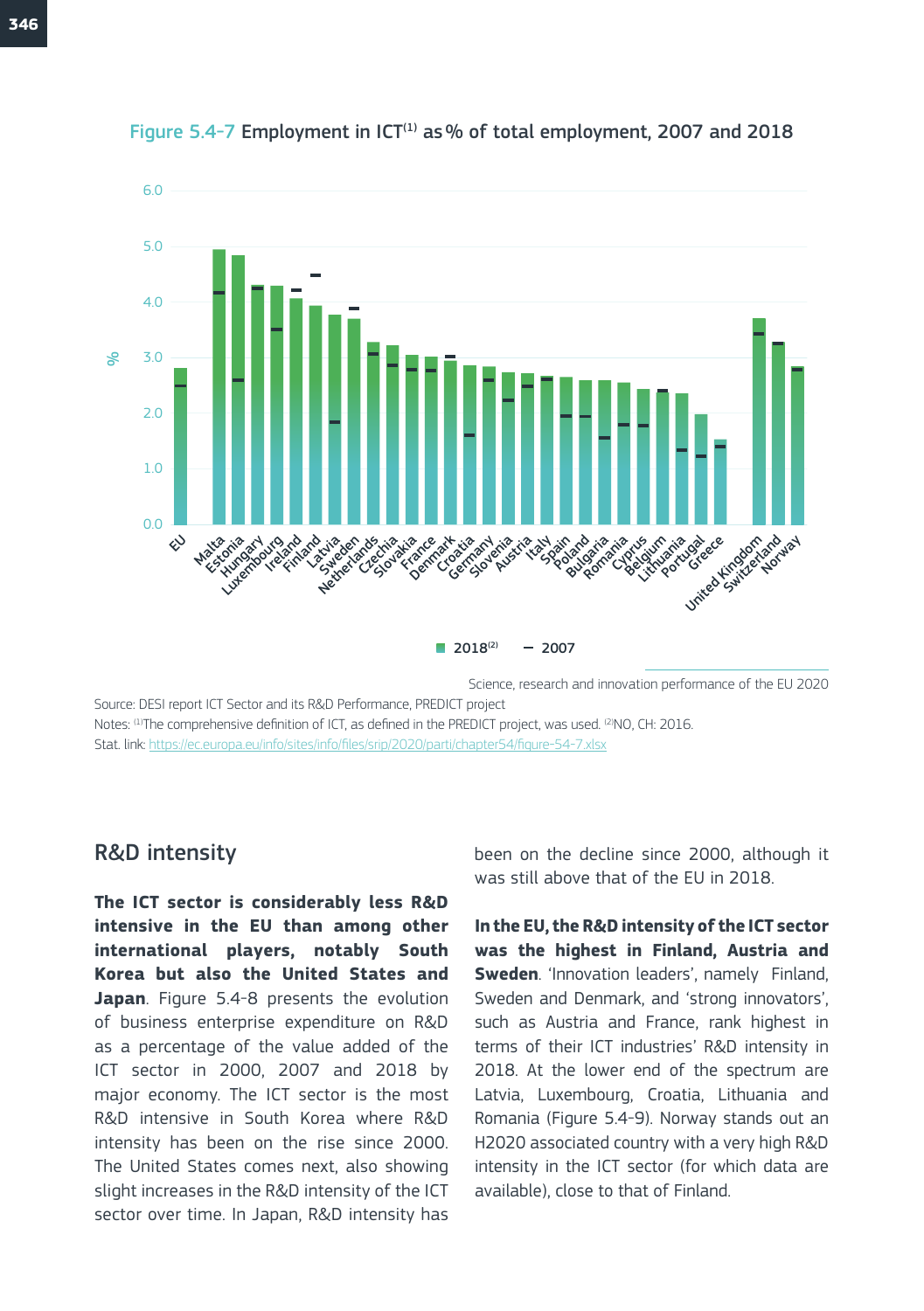**Figure 5.4-7** Employment in ICT[1] as % of total employment, 2007 and 2018

Science, research and innovation performance of the EU 2020

Source: DESI report ICT Sector and its R&D Performance, PREDICT project

Notes: [1]The comprehensive definition of ICT, as defined in the PREDICT project, was used. [2]NO, CH: 2016.

Stat. link: https://ec.europa.eu/info/sites/info/files/srip/2020/parti/chapter54/figure-54-7.xlsx

## R&D intensity

**The ICT sector is considerably less R&D intensive in the EU than among other international players, notably South Korea but also the United States and Japan**. Figure 5.4-8 presents the evolution of business enterprise expenditure on R&D as a percentage of the value added of the ICT sector in 2000, 2007 and 2018 by major economy. The ICT sector is the most R&D intensive in South Korea where R&D intensity has been on the rise since 2000. The United States comes next, also showing slight increases in the R&D intensity of the ICT sector over time. In Japan, R&D intensity has been on the decline since 2000, although it was still above that of the EU in 2018.

**In the EU, the R&D intensity of the ICT sector was the highest in Finland, Austria and Sweden**. 'Innovation leaders', namely Finland, Sweden and Denmark, and 'strong innovators', such as Austria and France, rank highest in terms of their ICT industries' R&D intensity in 2018. At the lower end of the spectrum are Latvia, Luxembourg, Croatia, Lithuania and Romania (Figure 5.4-9). Norway stands out an H2020 associated country with a very high R&D intensity in the ICT sector (for which data are available), close to that of Finland.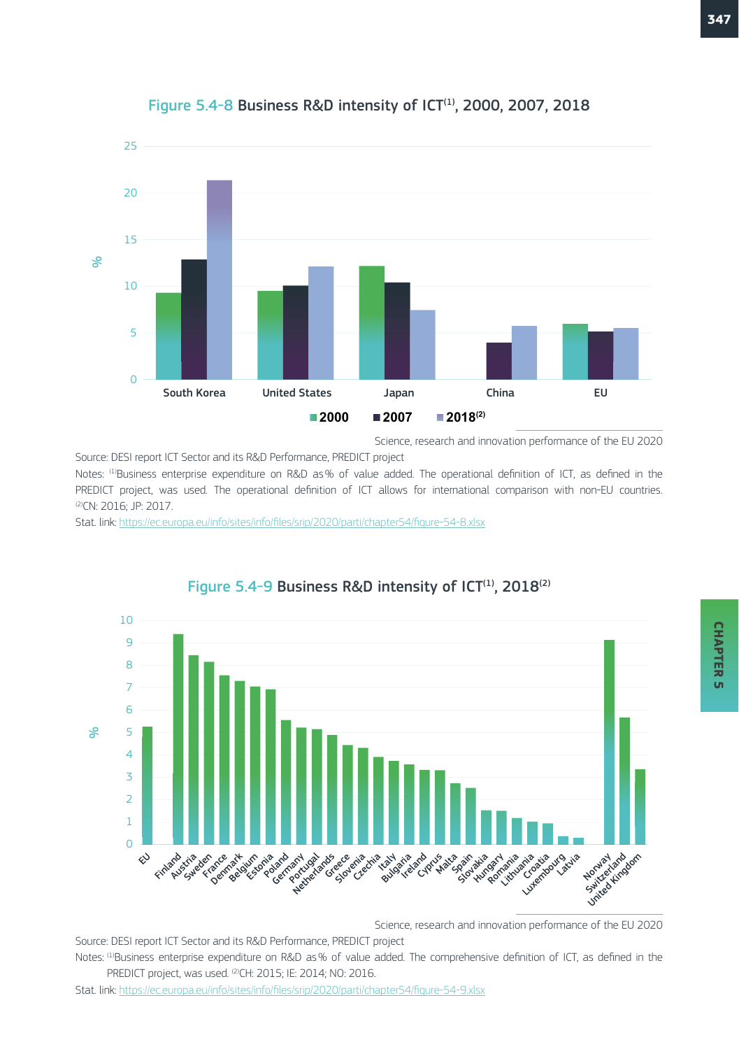**Figure 5.4-8** Business R&D intensity of ICT[1], 2000, 2007, 2018

Science, research and innovation performance of the EU 2020

Source: DESI report ICT Sector and its R&D Performance, PREDICT project

Notes: [1]Business enterprise expenditure on R&D as % of value added. The operational definition of ICT, as defined in the PREDICT project, was used. The operational definition of ICT allows for international comparison with non-EU countries. [2]CN: 2016; JP: 2017.

Stat. link: https://ec.europa.eu/info/sites/info/files/srip/2020/parti/chapter54/figure-54-8.xlsx

**Figure 5.4-9** Business R&D intensity of ICT[1], 2018[2]

Science, research and innovation performance of the EU 2020

Source: DESI report ICT Sector and its R&D Performance, PREDICT project

Notes: [1]Business enterprise expenditure on R&D as % of value added. The comprehensive definition of ICT, as defined in the PREDICT project, was used. [2]CH: 2015; IE: 2014; NO: 2016.

Stat. link: https://ec.europa.eu/info/sites/info/files/srip/2020/parti/chapter54/figure-54-9.xlsx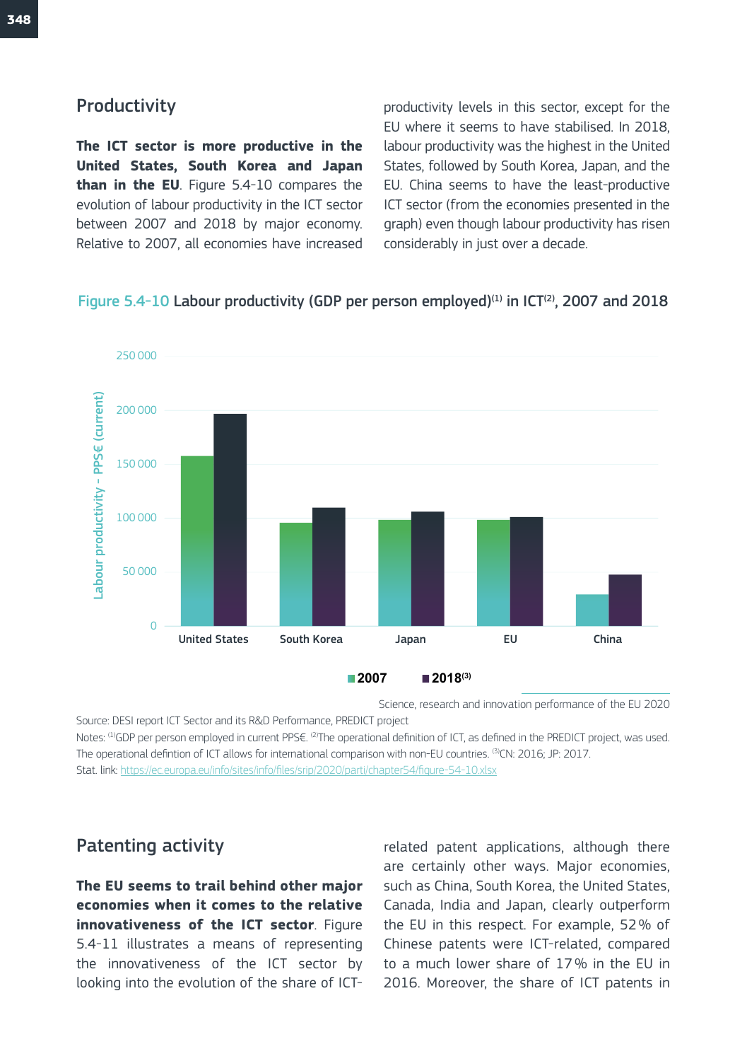## Productivity

**The ICT sector is more productive in the United States, South Korea and Japan than in the EU**. Figure 5.4-10 compares the evolution of labour productivity in the ICT sector between 2007 and 2018 by major economy. Relative to 2007, all economies have increased productivity levels in this sector, except for the EU where it seems to have stabilised. In 2018, labour productivity was the highest in the United States, followed by South Korea, Japan, and the EU. China seems to have the least-productive ICT sector (from the economies presented in the graph) even though labour productivity has risen considerably in just over a decade.

Figure 5.4-10 Labour productivity (GDP per person employed)[1] in ICT[2], 2007 and 2018

Labour productivity - PPS€ (current)

| | 2007 | 2018[3] |
|---|---|---|
| United States | ~157 000 | ~197 000 |
| South Korea | ~96 000 | ~110 000 |
| Japan | ~98 000 | ~106 000 |
| EU | ~98 000 | ~101 000 |
| China | ~29 000 | ~47 000 |

Science, research and innovation performance of the EU 2020

Source: DESI report ICT Sector and its R&D Performance, PREDICT project

Notes: [1]GDP per person employed in current PPS€. [2]The operational definition of ICT, as defined in the PREDICT project, was used. The operational defintion of ICT allows for international comparison with non-EU countries. [3]CN: 2016; JP: 2017.

Stat. link: https://ec.europa.eu/info/sites/info/files/srip/2020/parti/chapter54/figure-54-10.xlsx

## Patenting activity

**The EU seems to trail behind other major economies when it comes to the relative innovativeness of the ICT sector**. Figure 5.4-11 illustrates a means of representing the innovativeness of the ICT sector by looking into the evolution of the share of ICT-related patent applications, although there are certainly other ways. Major economies, such as China, South Korea, the United States, Canada, India and Japan, clearly outperform the EU in this respect. For example, 52 % of Chinese patents were ICT-related, compared to a much lower share of 17 % in the EU in 2016. Moreover, the share of ICT patents in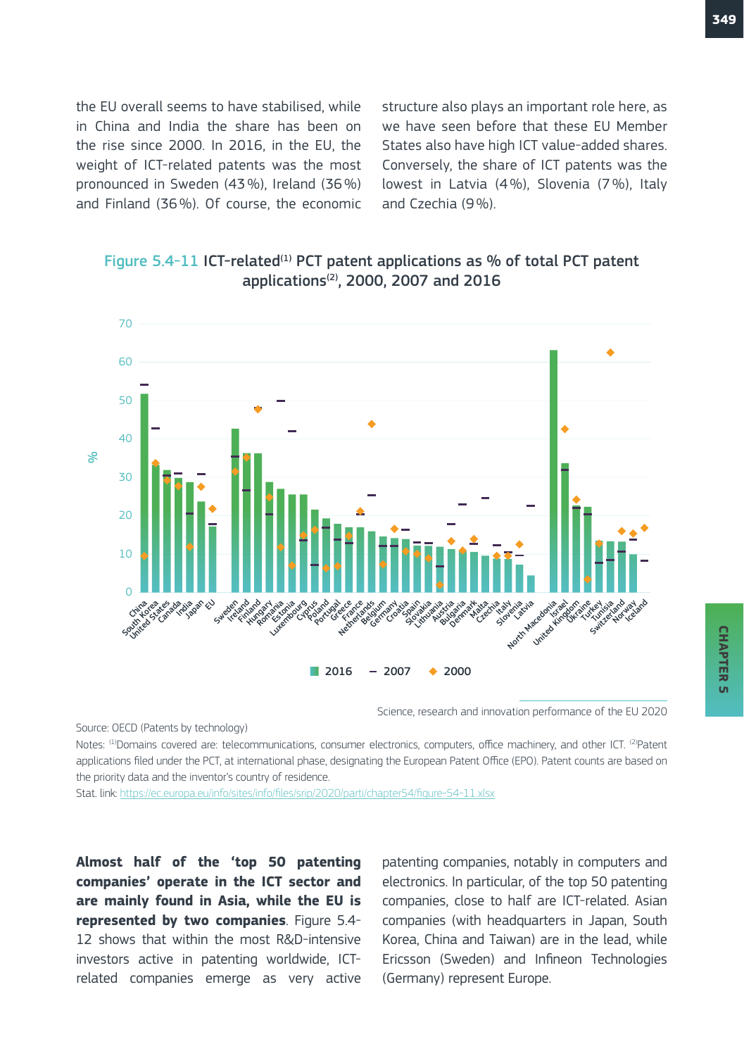the EU overall seems to have stabilised, while in China and India the share has been on the rise since 2000. In 2016, in the EU, the weight of ICT-related patents was the most pronounced in Sweden (43 %), Ireland (36 %) and Finland (36 %). Of course, the economic structure also plays an important role here, as we have seen before that these EU Member States also have high ICT value-added shares. Conversely, the share of ICT patents was the lowest in Latvia (4 %), Slovenia (7 %), Italy and Czechia (9 %).

**Figure 5.4-11** ICT-related[1] PCT patent applications as % of total PCT patent applications[2], 2000, 2007 and 2016

Science, research and innovation performance of the EU 2020

Source: OECD (Patents by technology)

Notes: [1]Domains covered are: telecommunications, consumer electronics, computers, office machinery, and other ICT. [2]Patent applications filed under the PCT, at international phase, designating the European Patent Office (EPO). Patent counts are based on the priority data and the inventor's country of residence.

Stat. link: https://ec.europa.eu/info/sites/info/files/srip/2020/parti/chapter54/figure-54-11.xlsx

**Almost half of the 'top 50 patenting companies' operate in the ICT sector and are mainly found in Asia, while the EU is represented by two companies**. Figure 5.4-12 shows that within the most R&D-intensive investors active in patenting worldwide, ICT-related companies emerge as very active patenting companies, notably in computers and electronics. In particular, of the top 50 patenting companies, close to half are ICT-related. Asian companies (with headquarters in Japan, South Korea, China and Taiwan) are in the lead, while Ericsson (Sweden) and Infineon Technologies (Germany) represent Europe.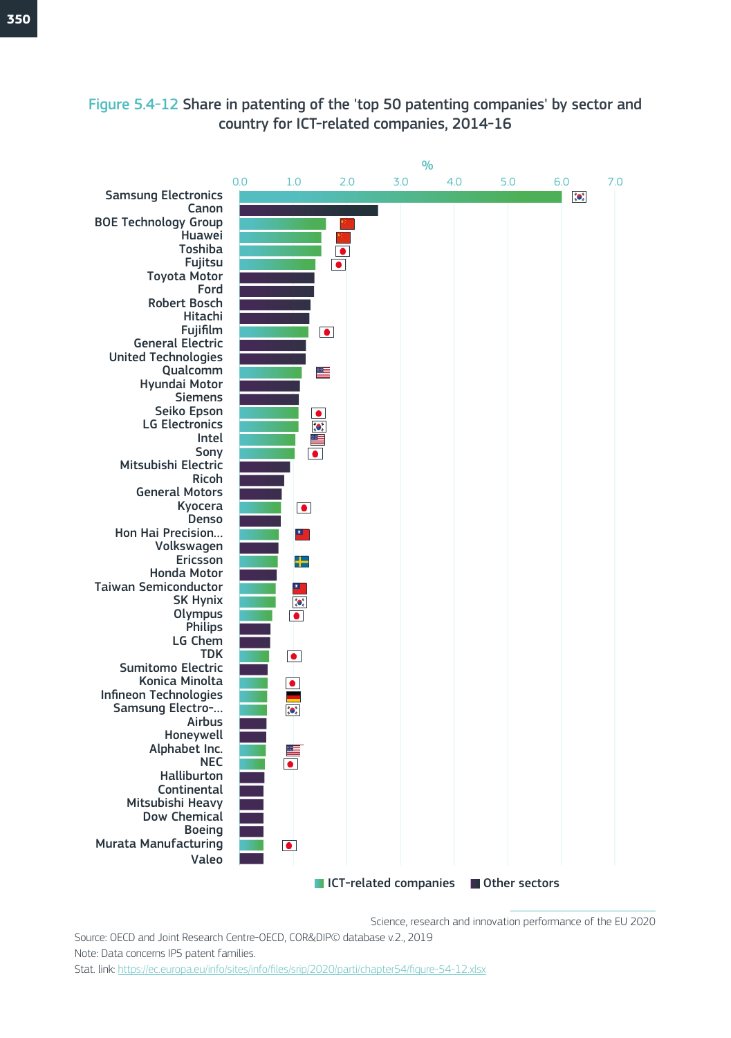**Figure 5.4-12** Share in patenting of the 'top 50 patenting companies' by sector and country for ICT-related companies, 2014-16

%

| Company | Sector | Approx. share (%) |
|---|---|---|
| Samsung Electronics | ICT-related companies | 6.0 |
| Canon | Other sectors | 2.6 |
| BOE Technology Group | ICT-related companies | 1.6 |
| Huawei | ICT-related companies | 1.5 |
| Toshiba | ICT-related companies | 1.5 |
| Fujitsu | ICT-related companies | 1.4 |
| Toyota Motor | Other sectors | 1.4 |
| Ford | Other sectors | 1.4 |
| Robert Bosch | Other sectors | 1.3 |
| Hitachi | Other sectors | 1.3 |
| Fujifilm | ICT-related companies | 1.3 |
| General Electric | Other sectors | 1.2 |
| United Technologies | Other sectors | 1.2 |
| Qualcomm | ICT-related companies | 1.2 |
| Hyundai Motor | Other sectors | 1.1 |
| Siemens | Other sectors | 1.1 |
| Seiko Epson | ICT-related companies | 1.1 |
| LG Electronics | ICT-related companies | 1.1 |
| Intel | ICT-related companies | 1.0 |
| Sony | ICT-related companies | 1.0 |
| Mitsubishi Electric | Other sectors | 0.9 |
| Ricoh | Other sectors | 0.8 |
| General Motors | Other sectors | 0.8 |
| Kyocera | ICT-related companies | 0.8 |
| Denso | Other sectors | 0.8 |
| Hon Hai Precision... | ICT-related companies | 0.7 |
| Volkswagen | Other sectors | 0.7 |
| Ericsson | ICT-related companies | 0.7 |
| Honda Motor | Other sectors | 0.7 |
| Taiwan Semiconductor | ICT-related companies | 0.7 |
| SK Hynix | ICT-related companies | 0.7 |
| Olympus | ICT-related companies | 0.6 |
| Philips | Other sectors | 0.6 |
| LG Chem | Other sectors | 0.6 |
| TDK | ICT-related companies | 0.6 |
| Sumitomo Electric | Other sectors | 0.5 |
| Konica Minolta | ICT-related companies | 0.5 |
| Infineon Technologies | ICT-related companies | 0.5 |
| Samsung Electro-... | ICT-related companies | 0.5 |
| Airbus | Other sectors | 0.5 |
| Honeywell | Other sectors | 0.5 |
| Alphabet Inc. | ICT-related companies | 0.5 |
| NEC | ICT-related companies | 0.5 |
| Halliburton | Other sectors | 0.5 |
| Continental | Other sectors | 0.5 |
| Mitsubishi Heavy | Other sectors | 0.5 |
| Dow Chemical | Other sectors | 0.5 |
| Boeing | Other sectors | 0.5 |
| Murata Manufacturing | ICT-related companies | 0.5 |
| Valeo | Other sectors | 0.5 |

ICT-related companies ■ Other sectors

Source: OECD and Joint Research Centre-OECD, COR&DIP© database v.2., 2019

Note: Data concerns IP5 patent families.

Stat. link: https://ec.europa.eu/info/sites/info/files/srip/2020/parti/chapter54/figure-54-12.xlsx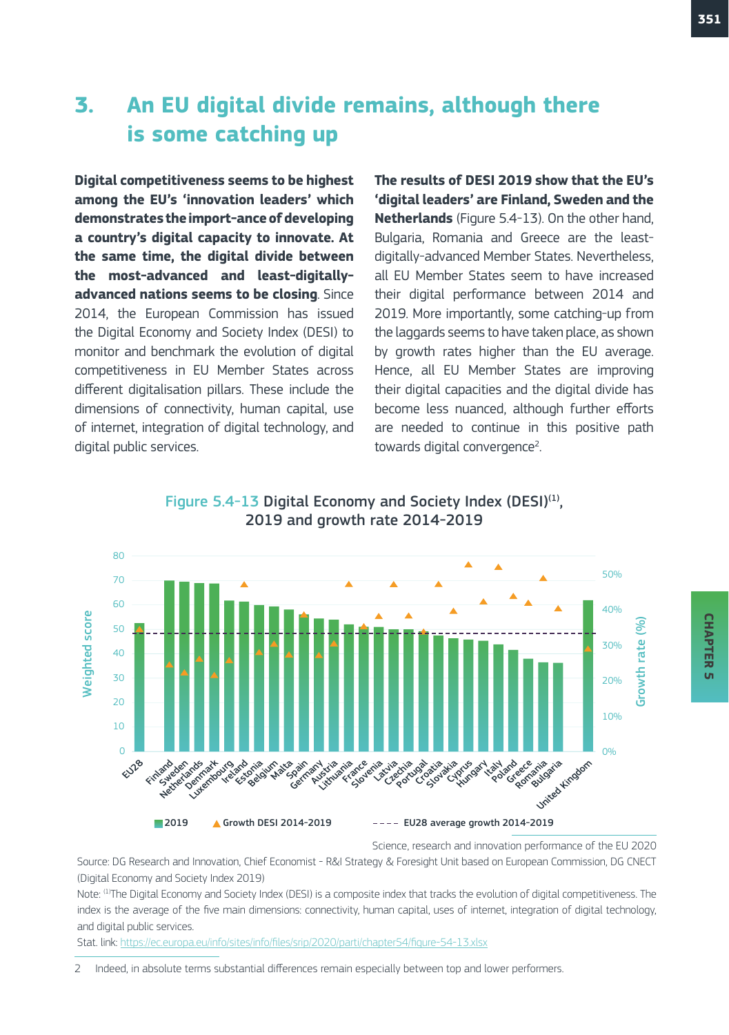# 3. An EU digital divide remains, although there is some catching up

**Digital competitiveness seems to be highest among the EU's 'innovation leaders' which demonstrates the import-ance of developing a country's digital capacity to innovate. At the same time, the digital divide between the most-advanced and least-digitally-advanced nations seems to be closing**. Since 2014, the European Commission has issued the Digital Economy and Society Index (DESI) to monitor and benchmark the evolution of digital competitiveness in EU Member States across different digitalisation pillars. These include the dimensions of connectivity, human capital, use of internet, integration of digital technology, and digital public services.

**The results of DESI 2019 show that the EU's 'digital leaders' are Finland, Sweden and the Netherlands** (Figure 5.4-13). On the other hand, Bulgaria, Romania and Greece are the least-digitally-advanced Member States. Nevertheless, all EU Member States seem to have increased their digital performance between 2014 and 2019. More importantly, some catching-up from the laggards seems to have taken place, as shown by growth rates higher than the EU average. Hence, all EU Member States are improving their digital capacities and the digital divide has become less nuanced, although further efforts are needed to continue in this positive path towards digital convergence[2].

Figure 5.4-13 Digital Economy and Society Index (DESI)[(1)], 2019 and growth rate 2014-2019

Science, research and innovation performance of the EU 2020

Source: DG Research and Innovation, Chief Economist - R&I Strategy & Foresight Unit based on European Commission, DG CNECT (Digital Economy and Society Index 2019)

Note: [(1)]The Digital Economy and Society Index (DESI) is a composite index that tracks the evolution of digital competitiveness. The index is the average of the five main dimensions: connectivity, human capital, uses of internet, integration of digital technology, and digital public services.

Stat. link: https://ec.europa.eu/info/sites/info/files/srip/2020/parti/chapter54/figure-54-13.xlsx

2 Indeed, in absolute terms substantial differences remain especially between top and lower performers.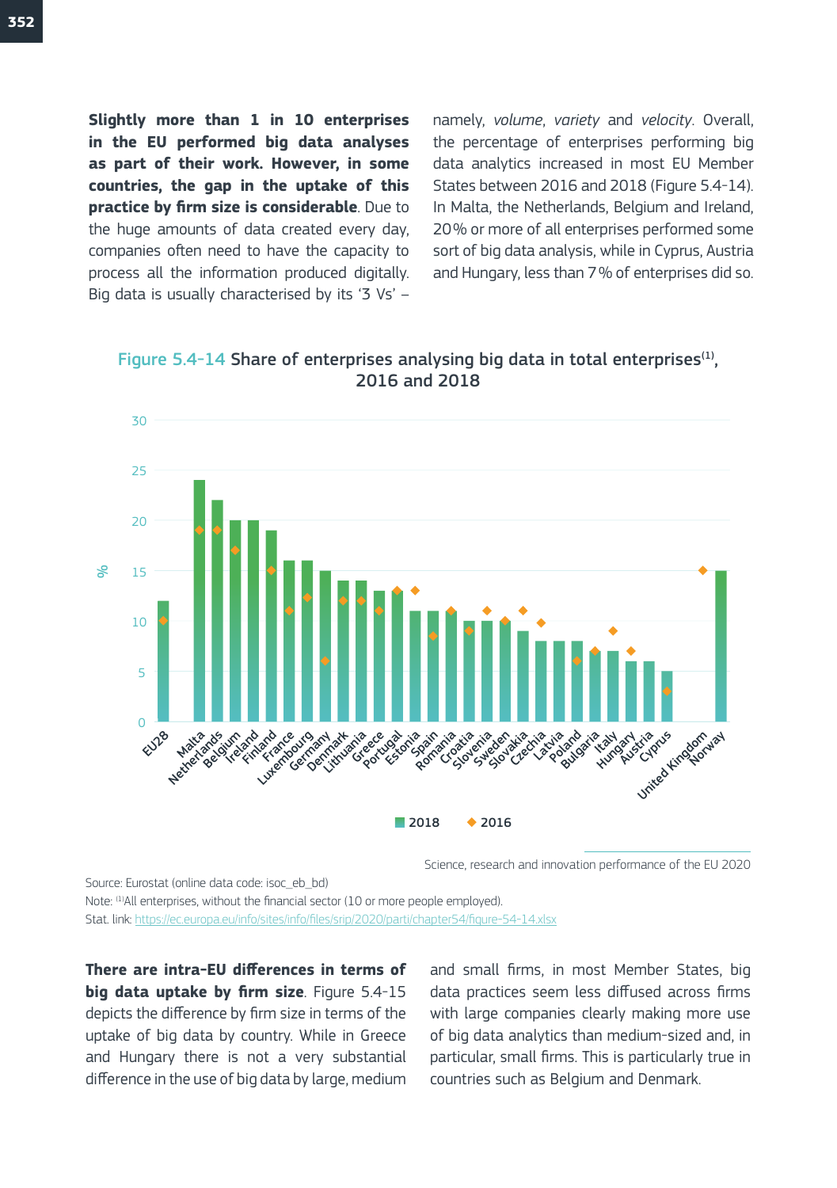**Slightly more than 1 in 10 enterprises in the EU performed big data analyses as part of their work. However, in some countries, the gap in the uptake of this practice by firm size is considerable**. Due to the huge amounts of data created every day, companies often need to have the capacity to process all the information produced digitally. Big data is usually characterised by its '3 Vs' – namely, *volume*, *variety* and *velocity*. Overall, the percentage of enterprises performing big data analytics increased in most EU Member States between 2016 and 2018 (Figure 5.4-14). In Malta, the Netherlands, Belgium and Ireland, 20% or more of all enterprises performed some sort of big data analysis, while in Cyprus, Austria and Hungary, less than 7% of enterprises did so.

Figure 5.4-14 Share of enterprises analysing big data in total enterprises[1], 2016 and 2018

Science, research and innovation performance of the EU 2020

Source: Eurostat (online data code: isoc_eb_bd)

Note: [1]All enterprises, without the financial sector (10 or more people employed).

Stat. link: https://ec.europa.eu/info/sites/info/files/srip/2020/parti/chapter54/figure-54-14.xlsx

**There are intra-EU differences in terms of big data uptake by firm size**. Figure 5.4-15 depicts the difference by firm size in terms of the uptake of big data by country. While in Greece and Hungary there is not a very substantial difference in the use of big data by large, medium and small firms, in most Member States, big data practices seem less diffused across firms with large companies clearly making more use of big data analytics than medium-sized and, in particular, small firms. This is particularly true in countries such as Belgium and Denmark.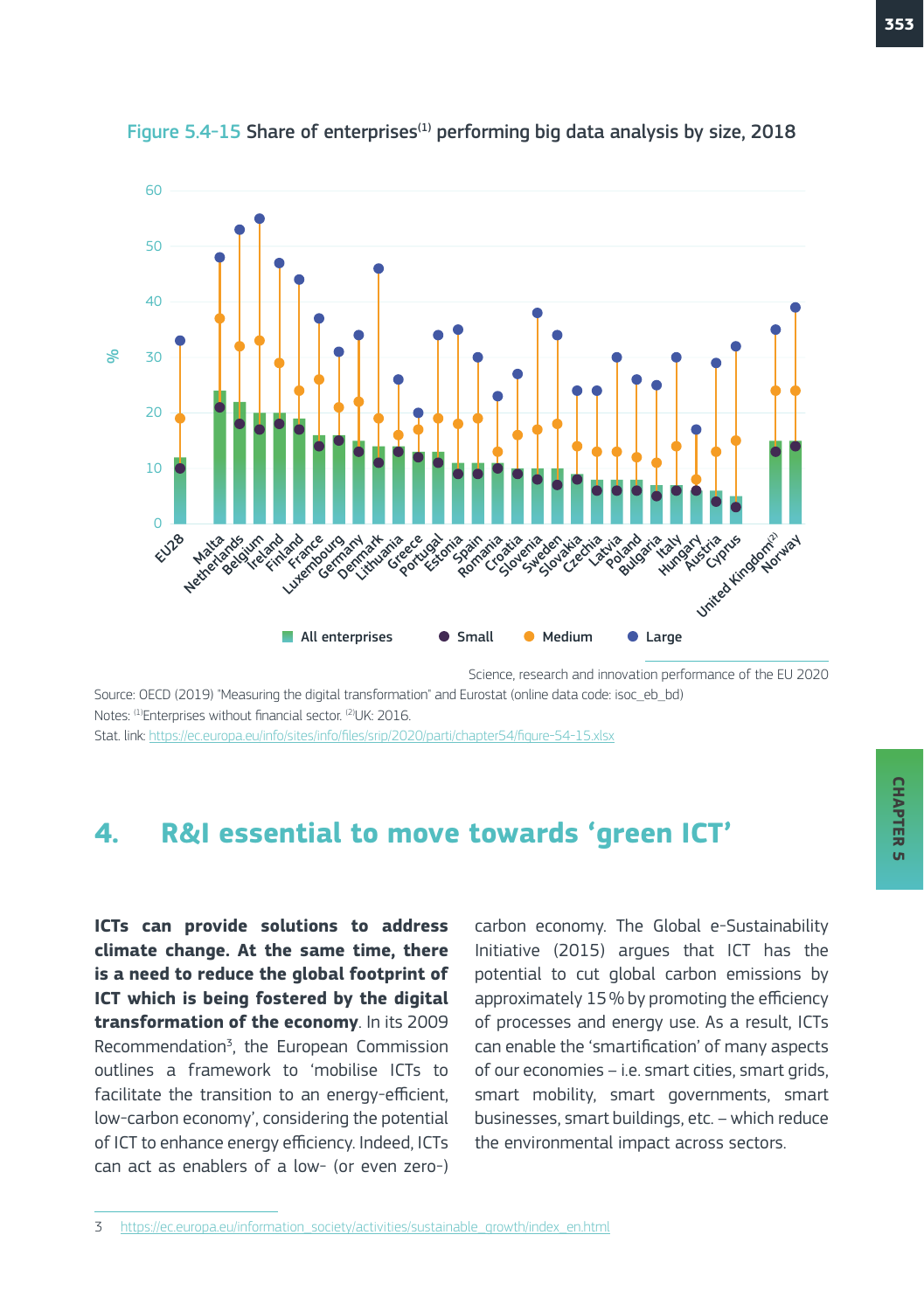Figure 5.4-15 Share of enterprises[(1)] performing big data analysis by size, 2018

Science, research and innovation performance of the EU 2020

Source: OECD (2019) "Measuring the digital transformation" and Eurostat (online data code: isoc_eb_bd)
Notes: [(1)]Enterprises without financial sector. [(2)]UK: 2016.
Stat. link: https://ec.europa.eu/info/sites/info/files/srip/2020/parti/chapter54/figure-54-15.xlsx

## 4. R&I essential to move towards 'green ICT'

**ICTs can provide solutions to address climate change. At the same time, there is a need to reduce the global footprint of ICT which is being fostered by the digital transformation of the economy**. In its 2009 Recommendation[3], the European Commission outlines a framework to 'mobilise ICTs to facilitate the transition to an energy-efficient, low-carbon economy', considering the potential of ICT to enhance energy efficiency. Indeed, ICTs can act as enablers of a low- (or even zero-) carbon economy. The Global e-Sustainability Initiative (2015) argues that ICT has the potential to cut global carbon emissions by approximately 15 % by promoting the efficiency of processes and energy use. As a result, ICTs can enable the 'smartification' of many aspects of our economies – i.e. smart cities, smart grids, smart mobility, smart governments, smart businesses, smart buildings, etc. – which reduce the environmental impact across sectors.

3 https://ec.europa.eu/information_society/activities/sustainable_growth/index_en.html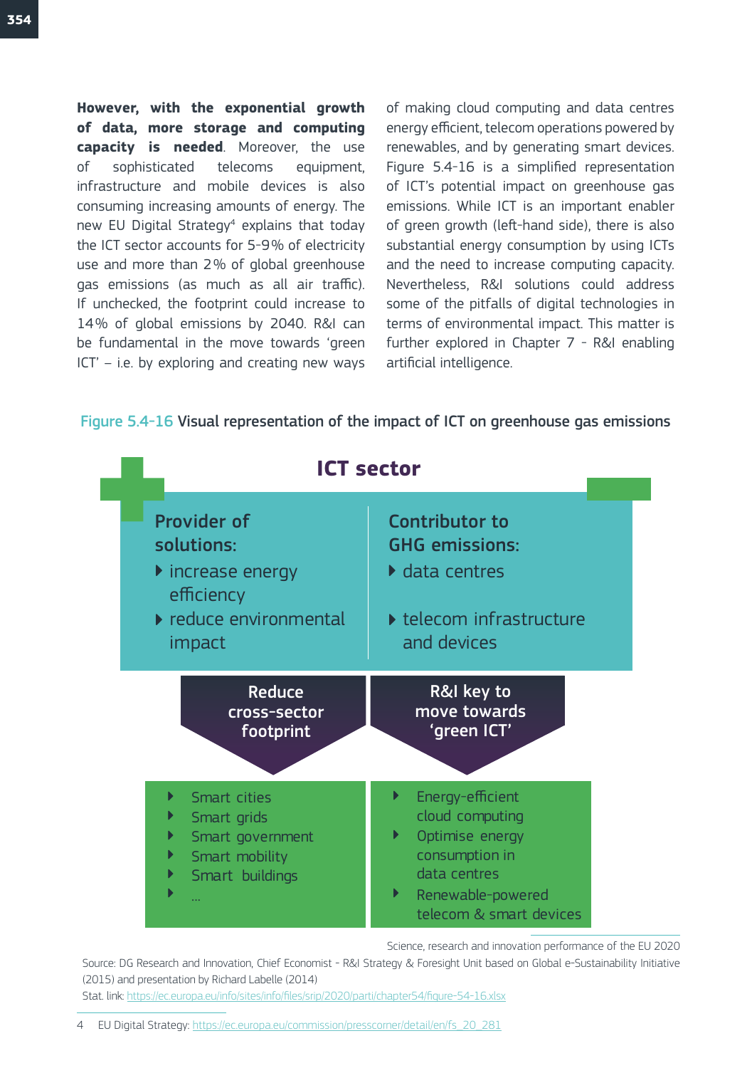**However, with the exponential growth of data, more storage and computing capacity is needed**. Moreover, the use of sophisticated telecoms equipment, infrastructure and mobile devices is also consuming increasing amounts of energy. The new EU Digital Strategy[4] explains that today the ICT sector accounts for 5-9% of electricity use and more than 2% of global greenhouse gas emissions (as much as all air traffic). If unchecked, the footprint could increase to 14% of global emissions by 2040. R&I can be fundamental in the move towards 'green ICT' – i.e. by exploring and creating new ways of making cloud computing and data centres energy efficient, telecom operations powered by renewables, and by generating smart devices. Figure 5.4-16 is a simplified representation of ICT's potential impact on greenhouse gas emissions. While ICT is an important enabler of green growth (left-hand side), there is also substantial energy consumption by using ICTs and the need to increase computing capacity. Nevertheless, R&I solutions could address some of the pitfalls of digital technologies in terms of environmental impact. This matter is further explored in Chapter 7 - R&I enabling artificial intelligence.

Figure 5.4-16 Visual representation of the impact of ICT on greenhouse gas emissions

**ICT sector**

**Provider of solutions:**
- increase energy efficiency
- reduce environmental impact

**Contributor to GHG emissions:**
- data centres
- telecom infrastructure and devices

**Reduce cross-sector footprint**
- Smart cities
- Smart grids
- Smart government
- Smart mobility
- Smart buildings
- ...

**R&I key to move towards 'green ICT'**
- Energy-efficient cloud computing
- Optimise energy consumption in data centres
- Renewable-powered telecom & smart devices

Science, research and innovation performance of the EU 2020

Source: DG Research and Innovation, Chief Economist - R&I Strategy & Foresight Unit based on Global e-Sustainability Initiative (2015) and presentation by Richard Labelle (2014)

Stat. link: https://ec.europa.eu/info/sites/info/files/srip/2020/parti/chapter54/figure-54-16.xlsx

4 EU Digital Strategy: https://ec.europa.eu/commission/presscorner/detail/en/fs_20_281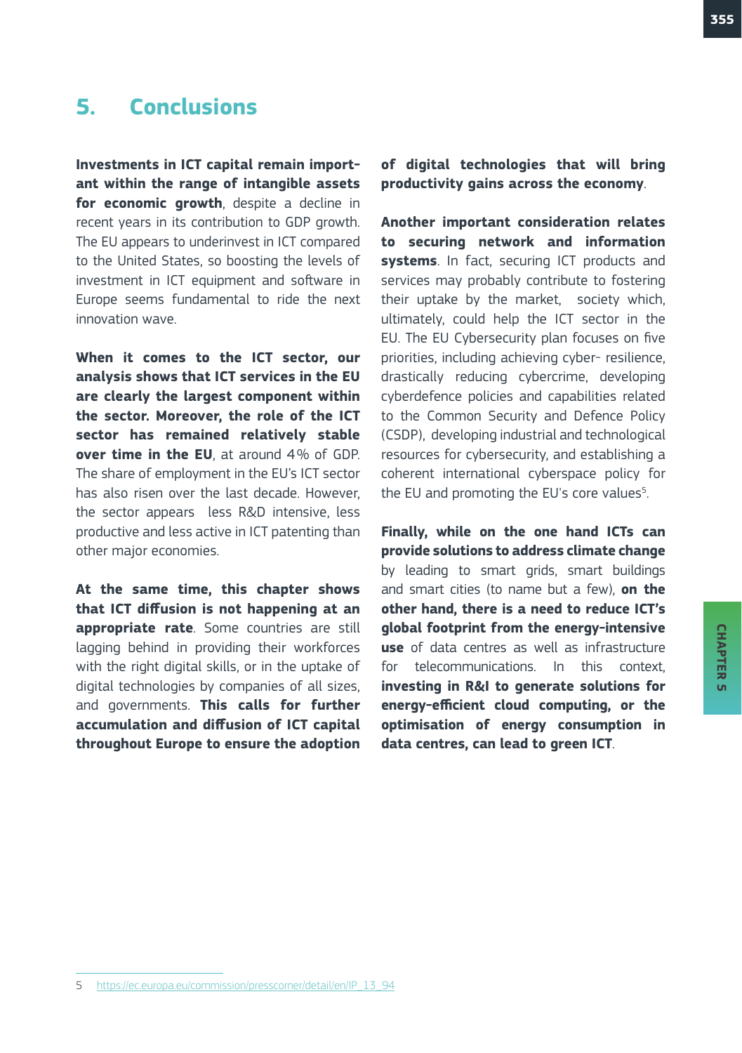# 5. Conclusions

**Investments in ICT capital remain important within the range of intangible assets for economic growth**, despite a decline in recent years in its contribution to GDP growth. The EU appears to underinvest in ICT compared to the United States, so boosting the levels of investment in ICT equipment and software in Europe seems fundamental to ride the next innovation wave.

**When it comes to the ICT sector, our analysis shows that ICT services in the EU are clearly the largest component within the sector. Moreover, the role of the ICT sector has remained relatively stable over time in the EU**, at around 4% of GDP. The share of employment in the EU's ICT sector has also risen over the last decade. However, the sector appears less R&D intensive, less productive and less active in ICT patenting than other major economies.

**At the same time, this chapter shows that ICT diffusion is not happening at an appropriate rate**. Some countries are still lagging behind in providing their workforces with the right digital skills, or in the uptake of digital technologies by companies of all sizes, and governments. **This calls for further accumulation and diffusion of ICT capital throughout Europe to ensure the adoption of digital technologies that will bring productivity gains across the economy**.

**Another important consideration relates to securing network and information systems**. In fact, securing ICT products and services may probably contribute to fostering their uptake by the market, society which, ultimately, could help the ICT sector in the EU. The EU Cybersecurity plan focuses on five priorities, including achieving cyber- resilience, drastically reducing cybercrime, developing cyberdefence policies and capabilities related to the Common Security and Defence Policy (CSDP), developing industrial and technological resources for cybersecurity, and establishing a coherent international cyberspace policy for the EU and promoting the EU's core values[5].

**Finally, while on the one hand ICTs can provide solutions to address climate change** by leading to smart grids, smart buildings and smart cities (to name but a few), **on the other hand, there is a need to reduce ICT's global footprint from the energy-intensive use** of data centres as well as infrastructure for telecommunications. In this context, **investing in R&I to generate solutions for energy-efficient cloud computing, or the optimisation of energy consumption in data centres, can lead to green ICT**.

5 https://ec.europa.eu/commission/presscorner/detail/en/IP_13_94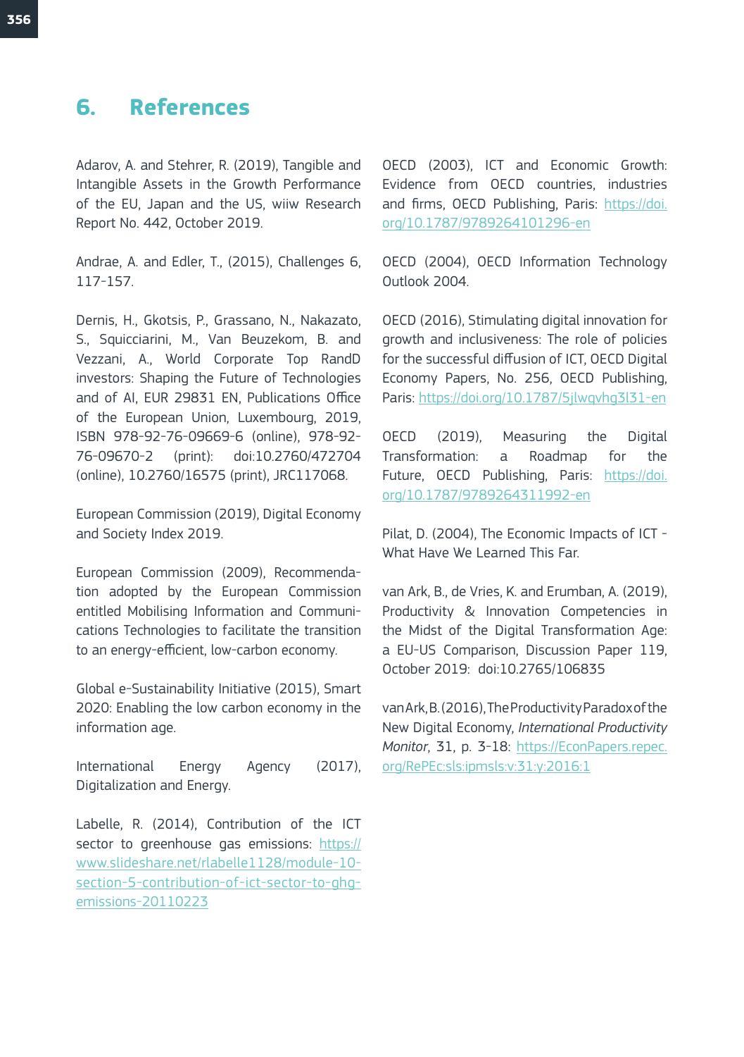# 6. References

Adarov, A. and Stehrer, R. (2019), Tangible and Intangible Assets in the Growth Performance of the EU, Japan and the US, wiiw Research Report No. 442, October 2019.

Andrae, A. and Edler, T., (2015), Challenges 6, 117-157.

Dernis, H., Gkotsis, P., Grassano, N., Nakazato, S., Squicciarini, M., Van Beuzekom, B. and Vezzani, A., World Corporate Top RandD investors: Shaping the Future of Technologies and of AI, EUR 29831 EN, Publications Office of the European Union, Luxembourg, 2019, ISBN 978-92-76-09669-6 (online), 978-92-76-09670-2 (print): doi:10.2760/472704 (online), 10.2760/16575 (print), JRC117068.

European Commission (2019), Digital Economy and Society Index 2019.

European Commission (2009), Recommendation adopted by the European Commission entitled Mobilising Information and Communications Technologies to facilitate the transition to an energy-efficient, low-carbon economy.

Global e-Sustainability Initiative (2015), Smart 2020: Enabling the low carbon economy in the information age.

International Energy Agency (2017), Digitalization and Energy.

Labelle, R. (2014), Contribution of the ICT sector to greenhouse gas emissions: https://www.slideshare.net/rlabelle1128/module-10-section-5-contribution-of-ict-sector-to-ghg-emissions-20110223

OECD (2003), ICT and Economic Growth: Evidence from OECD countries, industries and firms, OECD Publishing, Paris: https://doi.org/10.1787/9789264101296-en

OECD (2004), OECD Information Technology Outlook 2004.

OECD (2016), Stimulating digital innovation for growth and inclusiveness: The role of policies for the successful diffusion of ICT, OECD Digital Economy Papers, No. 256, OECD Publishing, Paris: https://doi.org/10.1787/5jlwqvhg3l31-en

OECD (2019), Measuring the Digital Transformation: a Roadmap for the Future, OECD Publishing, Paris: https://doi.org/10.1787/9789264311992-en

Pilat, D. (2004), The Economic Impacts of ICT - What Have We Learned This Far.

van Ark, B., de Vries, K. and Erumban, A. (2019), Productivity & Innovation Competencies in the Midst of the Digital Transformation Age: a EU-US Comparison, Discussion Paper 119, October 2019: doi:10.2765/106835

van Ark, B. (2016), The Productivity Paradox of the New Digital Economy, *International Productivity Monitor*, 31, p. 3-18: https://EconPapers.repec.org/RePEc:sls:ipmsls:v:31:y:2016:1